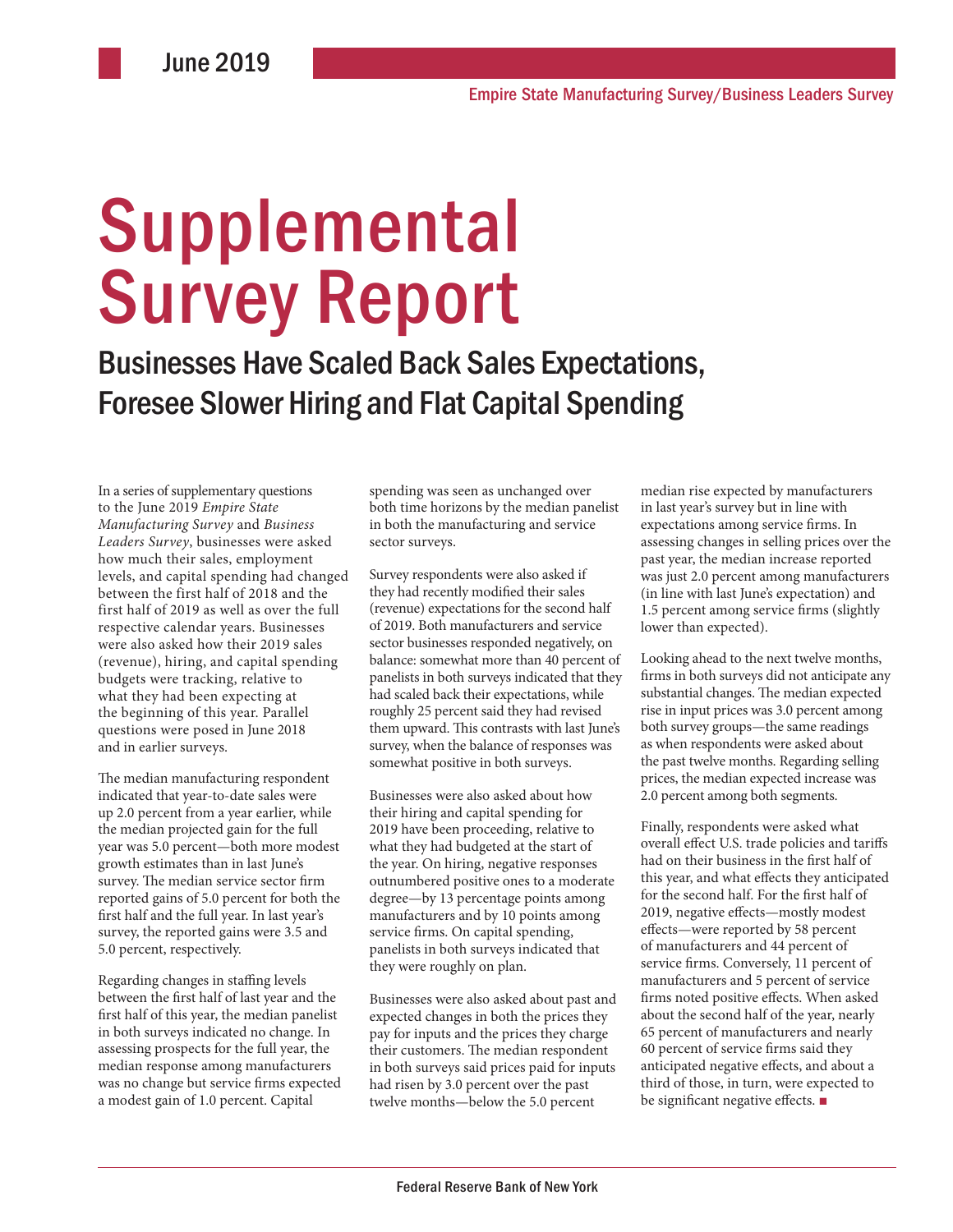June 2019

Empire State Manufacturing Survey/Business Leaders Survey

# Supplemental Survey Report

## Businesses Have Scaled Back Sales Expectations, Foresee Slower Hiring and Flat Capital Spending

In a series of supplementary questions to the June 2019 *Empire State Manufacturing Survey* and *Business Leaders Survey*, businesses were asked how much their sales, employment levels, and capital spending had changed between the first half of 2018 and the first half of 2019 as well as over the full respective calendar years. Businesses were also asked how their 2019 sales (revenue), hiring, and capital spending budgets were tracking, relative to what they had been expecting at the beginning of this year. Parallel questions were posed in June 2018 and in earlier surveys.

The median manufacturing respondent indicated that year-to-date sales were up 2.0 percent from a year earlier, while the median projected gain for the full year was 5.0 percent—both more modest growth estimates than in last June's survey. The median service sector firm reported gains of 5.0 percent for both the first half and the full year. In last year's survey, the reported gains were 3.5 and 5.0 percent, respectively.

Regarding changes in staffing levels between the first half of last year and the first half of this year, the median panelist in both surveys indicated no change. In assessing prospects for the full year, the median response among manufacturers was no change but service firms expected a modest gain of 1.0 percent. Capital spending was seen as unchanged over both time horizons by the median panelist in both the manufacturing and service sector surveys.

Survey respondents were also asked if they had recently modified their sales (revenue) expectations for the second half of 2019. Both manufacturers and service sector businesses responded negatively, on balance: somewhat more than 40 percent of panelists in both surveys indicated that they had scaled back their expectations, while roughly 25 percent said they had revised them upward. This contrasts with last June's survey, when the balance of responses was somewhat positive in both surveys.

Businesses were also asked about how their hiring and capital spending for 2019 have been proceeding, relative to what they had budgeted at the start of the year. On hiring, negative responses outnumbered positive ones to a moderate degree—by 13 percentage points among manufacturers and by 10 points among service firms. On capital spending, panelists in both surveys indicated that they were roughly on plan.

Businesses were also asked about past and expected changes in both the prices they pay for inputs and the prices they charge their customers. The median respondent in both surveys said prices paid for inputs had risen by 3.0 percent over the past twelve months—below the 5.0 percent median rise expected by manufacturers in last year's survey but in line with expectations among service firms. In assessing changes in selling prices over the past year, the median increase reported was just 2.0 percent among manufacturers (in line with last June's expectation) and 1.5 percent among service firms (slightly lower than expected).

Looking ahead to the next twelve months, firms in both surveys did not anticipate any substantial changes. The median expected rise in input prices was 3.0 percent among both survey groups—the same readings as when respondents were asked about the past twelve months. Regarding selling prices, the median expected increase was 2.0 percent among both segments.

Finally, respondents were asked what overall effect U.S. trade policies and tariffs had on their business in the first half of this year, and what effects they anticipated for the second half. For the first half of 2019, negative effects—mostly modest effects—were reported by 58 percent of manufacturers and 44 percent of service firms. Conversely, 11 percent of manufacturers and 5 percent of service firms noted positive effects. When asked about the second half of the year, nearly 65 percent of manufacturers and nearly 60 percent of service firms said they anticipated negative effects, and about a third of those, in turn, were expected to be significant negative effects. ■

Federal Reserve Bank of New York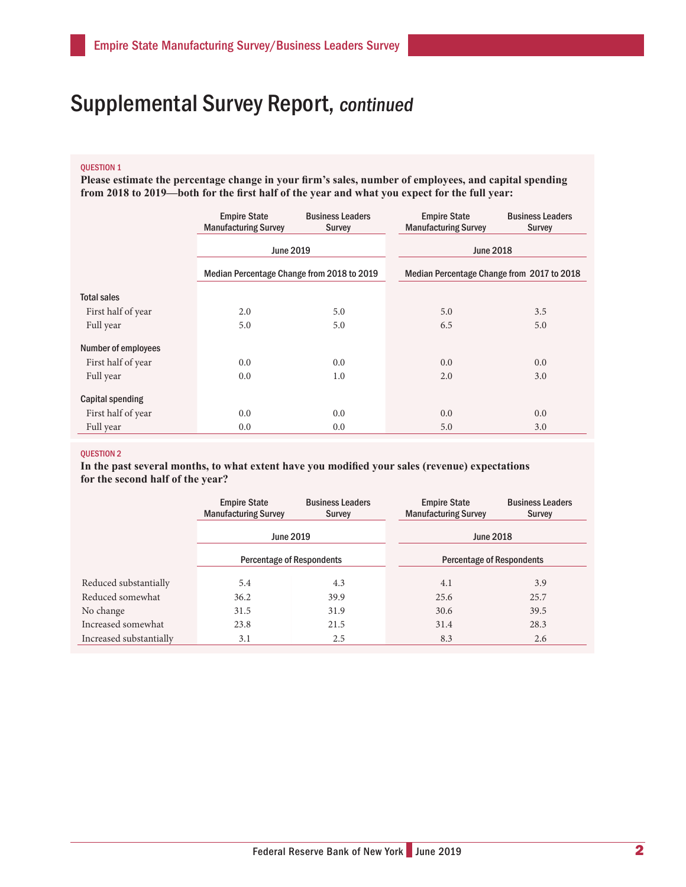# Supplemental Survey Report, *continued*

QUESTION 1

**Please estimate the percentage change in your firm's sales, number of employees, and capital spending from 2018 to 2019—both for the first half of the year and what you expect for the full year:**

| | Empire State Manufacturing Survey | Business Leaders Survey | Empire State Manufacturing Survey | Business Leaders Survey |
|---|---|---|---|---|
| | June 2019 | | June 2018 | |
| | Median Percentage Change from 2018 to 2019 | | Median Percentage Change from 2017 to 2018 | |
| **Total sales** | | | | |
| First half of year | 2.0 | 5.0 | 5.0 | 3.5 |
| Full year | 5.0 | 5.0 | 6.5 | 5.0 |
| **Number of employees** | | | | |
| First half of year | 0.0 | 0.0 | 0.0 | 0.0 |
| Full year | 0.0 | 1.0 | 2.0 | 3.0 |
| **Capital spending** | | | | |
| First half of year | 0.0 | 0.0 | 0.0 | 0.0 |
| Full year | 0.0 | 0.0 | 5.0 | 3.0 |

QUESTION 2

**In the past several months, to what extent have you modified your sales (revenue) expectations for the second half of the year?**

| | Empire State Manufacturing Survey | Business Leaders Survey | Empire State Manufacturing Survey | Business Leaders Survey |
|---|---|---|---|---|
| | June 2019 | | June 2018 | |
| | Percentage of Respondents | | Percentage of Respondents | |
| Reduced substantially | 5.4 | 4.3 | 4.1 | 3.9 |
| Reduced somewhat | 36.2 | 39.9 | 25.6 | 25.7 |
| No change | 31.5 | 31.9 | 30.6 | 39.5 |
| Increased somewhat | 23.8 | 21.5 | 31.4 | 28.3 |
| Increased substantially | 3.1 | 2.5 | 8.3 | 2.6 |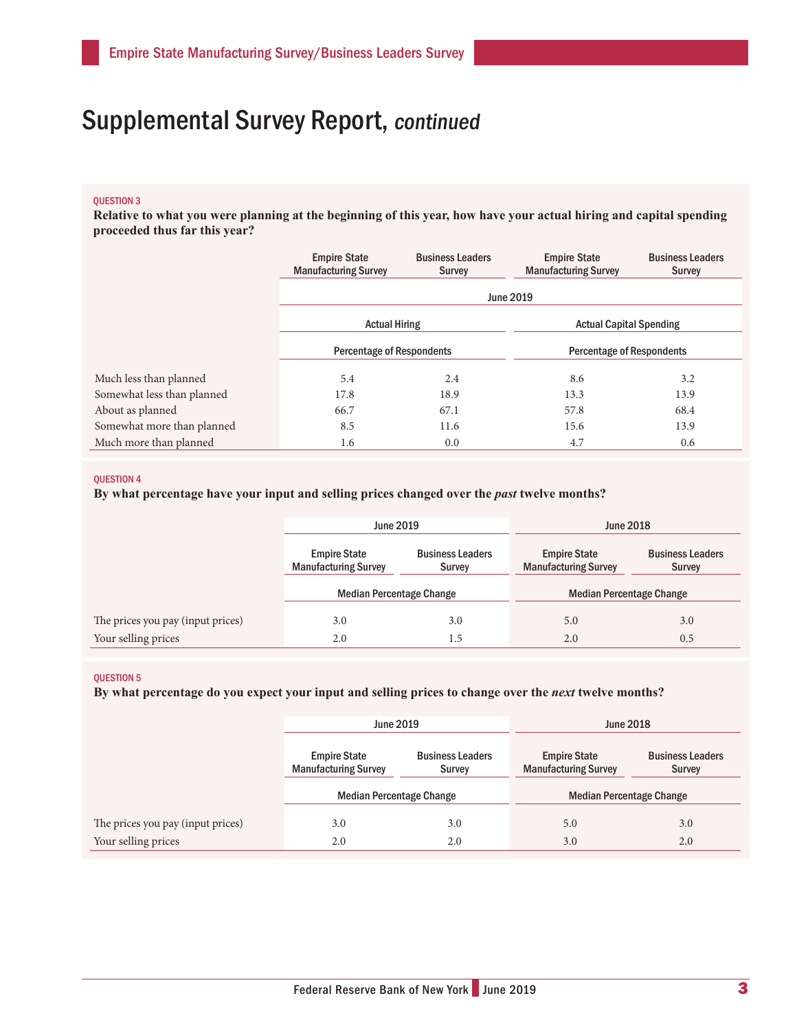# Supplemental Survey Report, *continued*

QUESTION 3

**Relative to what you were planning at the beginning of this year, how have your actual hiring and capital spending proceeded thus far this year?**

| | Empire State Manufacturing Survey | Business Leaders Survey | Empire State Manufacturing Survey | Business Leaders Survey |
|---|---|---|---|---|
| | June 2019 | | | |
| | Actual Hiring | | Actual Capital Spending | |
| | Percentage of Respondents | | Percentage of Respondents | |
| Much less than planned | 5.4 | 2.4 | 8.6 | 3.2 |
| Somewhat less than planned | 17.8 | 18.9 | 13.3 | 13.9 |
| About as planned | 66.7 | 67.1 | 57.8 | 68.4 |
| Somewhat more than planned | 8.5 | 11.6 | 15.6 | 13.9 |
| Much more than planned | 1.6 | 0.0 | 4.7 | 0.6 |

QUESTION 4

**By what percentage have your input and selling prices changed over the *past* twelve months?**

| | June 2019 | | June 2018 | |
|---|---|---|---|---|
| | Empire State Manufacturing Survey | Business Leaders Survey | Empire State Manufacturing Survey | Business Leaders Survey |
| | Median Percentage Change | | Median Percentage Change | |
| The prices you pay (input prices) | 3.0 | 3.0 | 5.0 | 3.0 |
| Your selling prices | 2.0 | 1.5 | 2.0 | 0.5 |

QUESTION 5

**By what percentage do you expect your input and selling prices to change over the *next* twelve months?**

| | June 2019 | | June 2018 | |
|---|---|---|---|---|
| | Empire State Manufacturing Survey | Business Leaders Survey | Empire State Manufacturing Survey | Business Leaders Survey |
| | Median Percentage Change | | Median Percentage Change | |
| The prices you pay (input prices) | 3.0 | 3.0 | 5.0 | 3.0 |
| Your selling prices | 2.0 | 2.0 | 3.0 | 2.0 |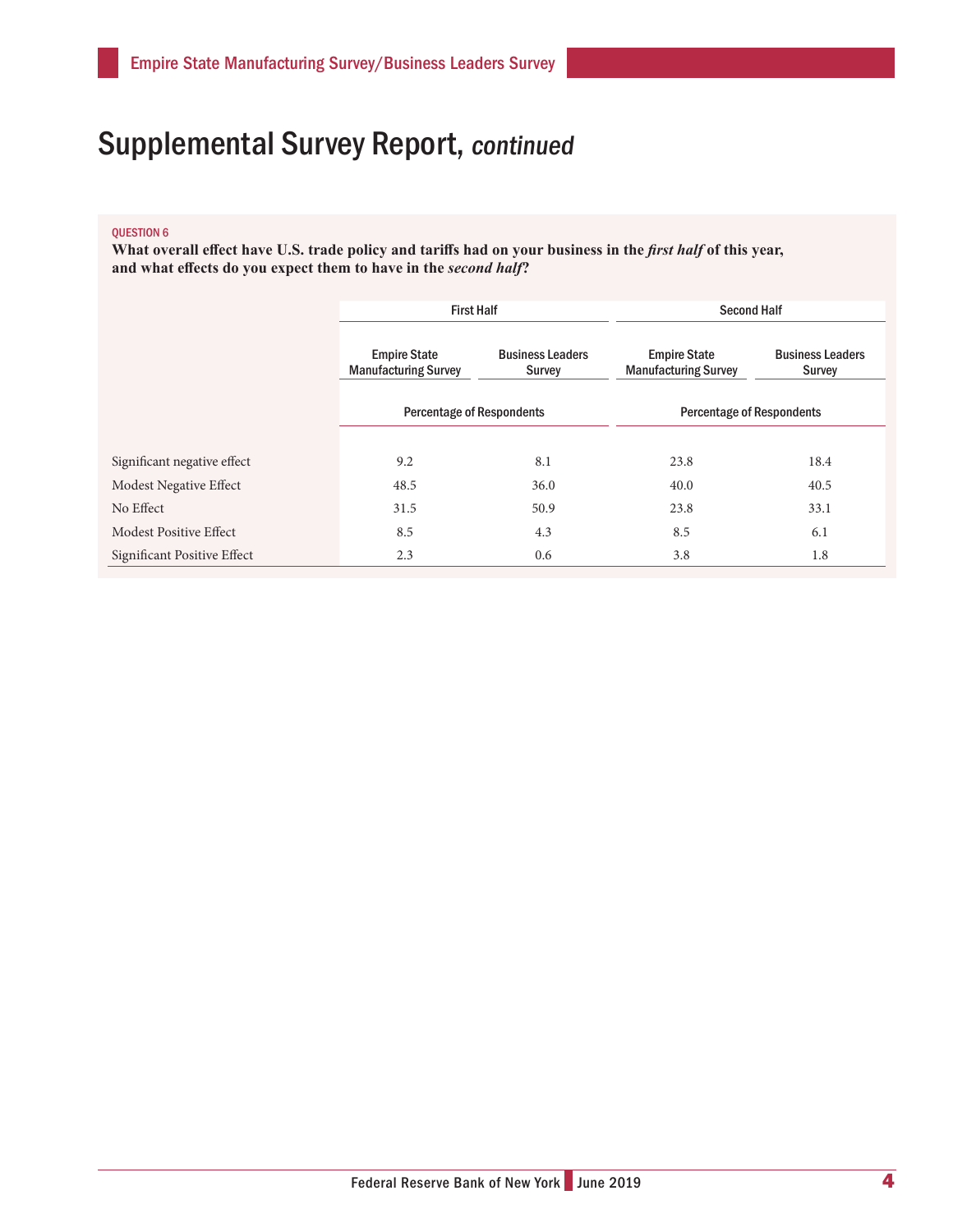# Supplemental Survey Report, *continued*

QUESTION 6

**What overall effect have U.S. trade policy and tariffs had on your business in the *first half* of this year, and what effects do you expect them to have in the *second half*?**

| | First Half | | Second Half | |
|---|---|---|---|---|
| | Empire State Manufacturing Survey | Business Leaders Survey | Empire State Manufacturing Survey | Business Leaders Survey |
| | Percentage of Respondents | | Percentage of Respondents | |
| Significant negative effect | 9.2 | 8.1 | 23.8 | 18.4 |
| Modest Negative Effect | 48.5 | 36.0 | 40.0 | 40.5 |
| No Effect | 31.5 | 50.9 | 23.8 | 33.1 |
| Modest Positive Effect | 8.5 | 4.3 | 8.5 | 6.1 |
| Significant Positive Effect | 2.3 | 0.6 | 3.8 | 1.8 |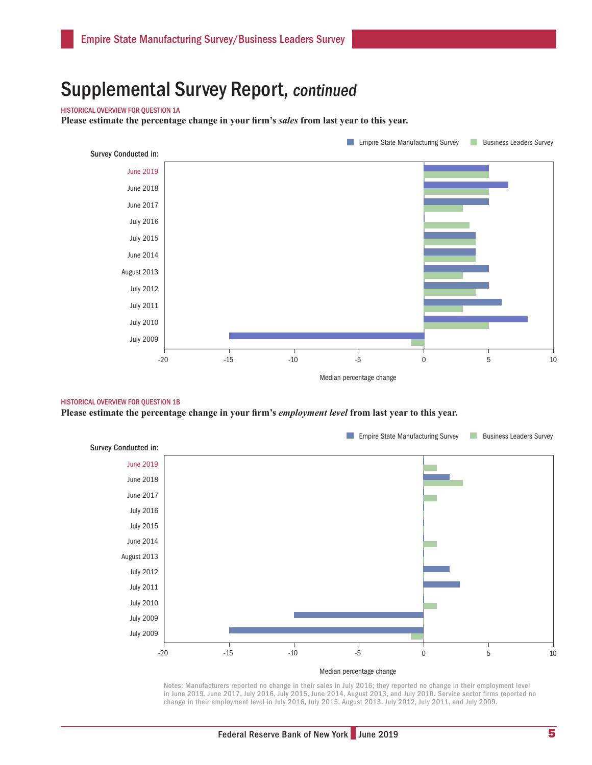# Supplemental Survey Report, *continued*

HISTORICAL OVERVIEW FOR QUESTION 1A

**Please estimate the percentage change in your firm's *sales* from last year to this year.**

Empire State Manufacturing Survey   Business Leaders Survey

Survey Conducted in:

June 2019
June 2018
June 2017
July 2016
July 2015
June 2014
August 2013
July 2012
July 2011
July 2010
July 2009

-20 -15 -10 -5 0 5 10

Median percentage change

HISTORICAL OVERVIEW FOR QUESTION 1B

**Please estimate the percentage change in your firm's *employment level* from last year to this year.**

Empire State Manufacturing Survey   Business Leaders Survey

Survey Conducted in:

June 2019
June 2018
June 2017
July 2016
July 2015
June 2014
August 2013
July 2012
July 2011
July 2010
July 2009
July 2009

-20 -15 -10 -5 0 5 10

Median percentage change

Notes: Manufacturers reported no change in their sales in July 2016; they reported no change in their employment level in June 2019, June 2017, July 2016, July 2015, June 2014, August 2013, and July 2010. Service sector firms reported no change in their employment level in July 2016, July 2015, August 2013, July 2012, July 2011, and July 2009.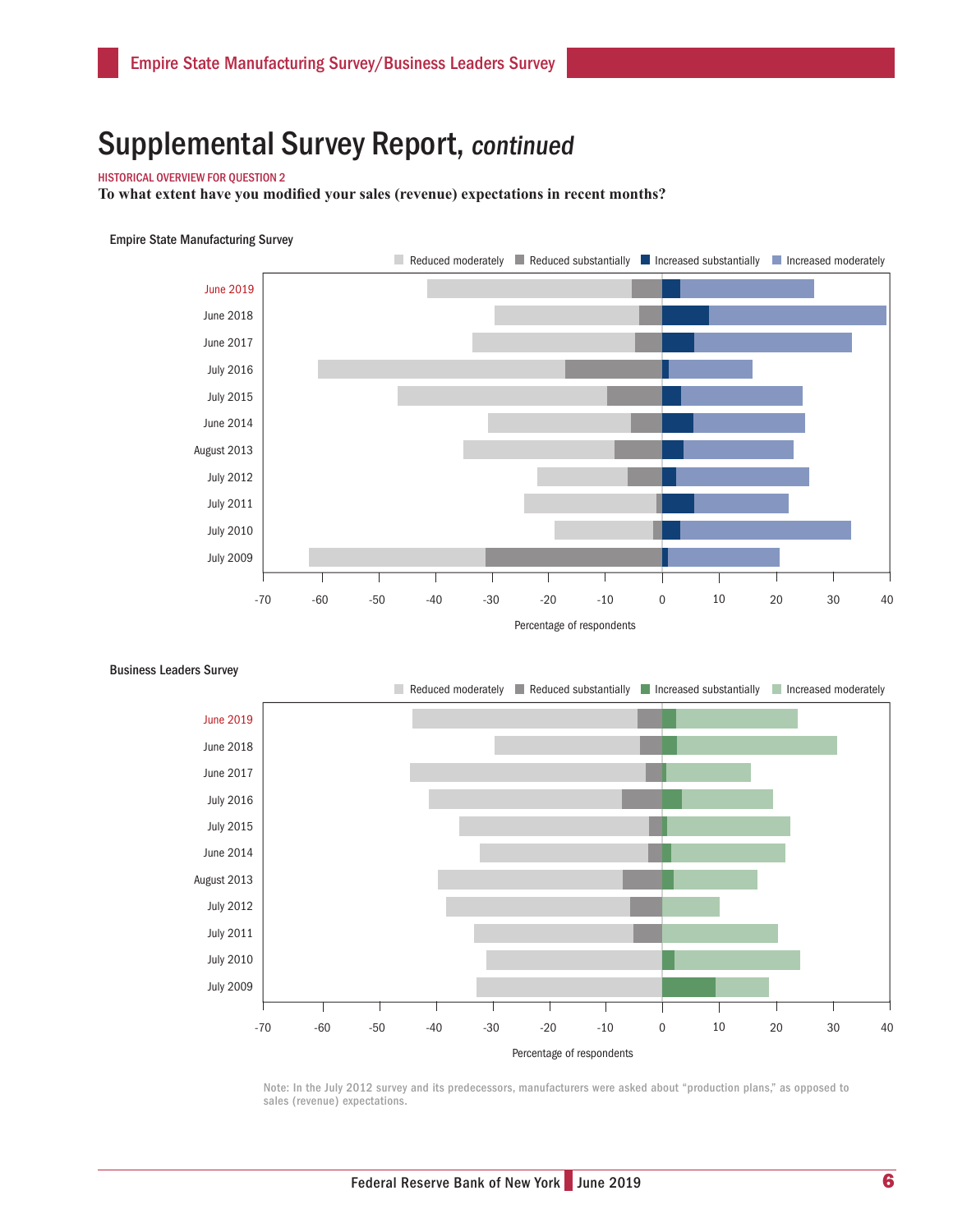# Supplemental Survey Report, *continued*

HISTORICAL OVERVIEW FOR QUESTION 2

**To what extent have you modified your sales (revenue) expectations in recent months?**

Empire State Manufacturing Survey

Reduced moderately
Reduced substantially
Increased substantially
Increased moderately

June 2019
June 2018
June 2017
July 2016
July 2015
June 2014
August 2013
July 2012
July 2011
July 2010
July 2009

-70 -60 -50 -40 -30 -20 -10 0 10 20 30 40

Percentage of respondents

Business Leaders Survey

Reduced moderately
Reduced substantially
Increased substantially
Increased moderately

June 2019
June 2018
June 2017
July 2016
July 2015
June 2014
August 2013
July 2012
July 2011
July 2010
July 2009

-70 -60 -50 -40 -30 -20 -10 0 10 20 30 40

Percentage of respondents

Note: In the July 2012 survey and its predecessors, manufacturers were asked about "production plans," as opposed to sales (revenue) expectations.